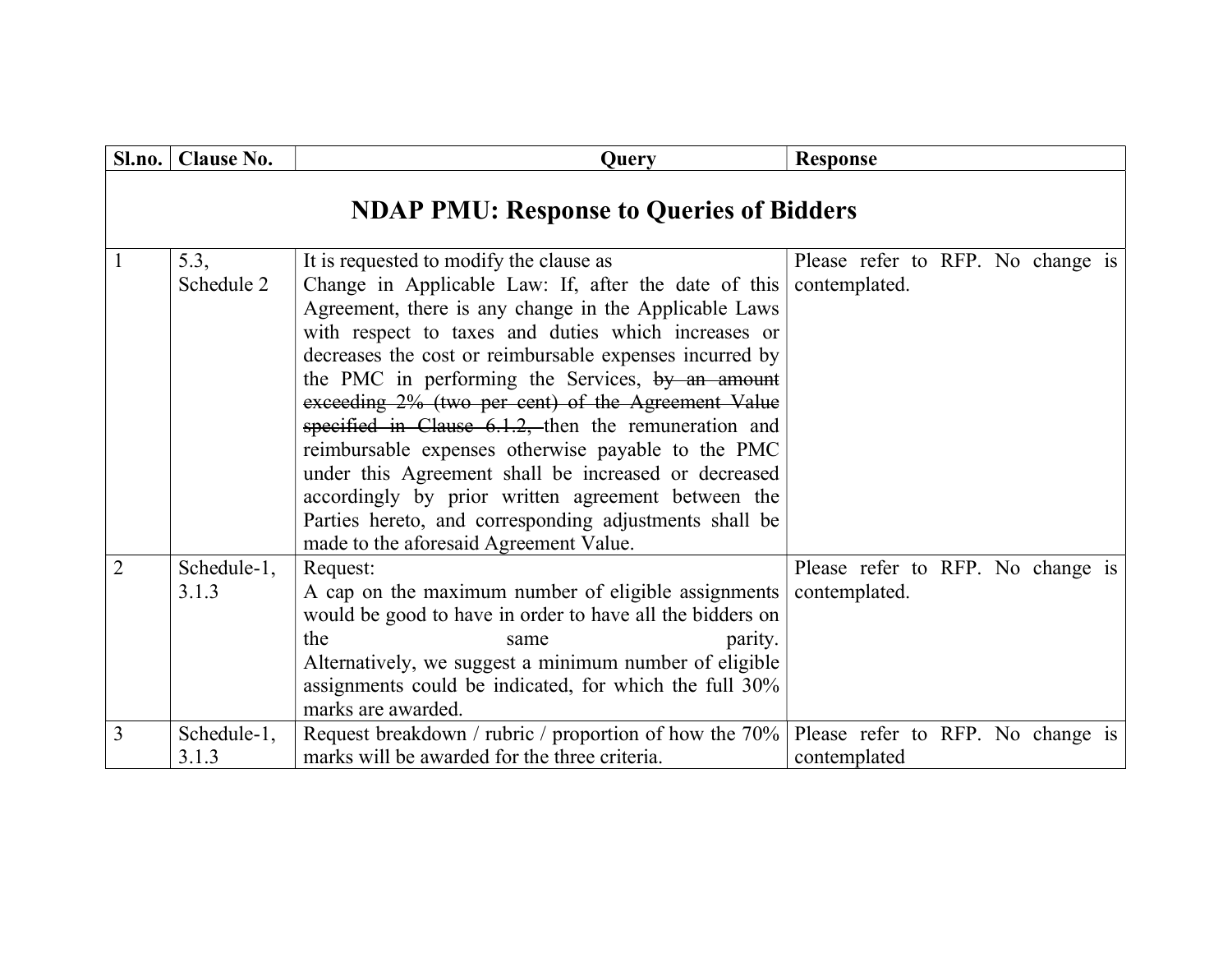| Sl.no. | Clause No. | Query | Response |
|---|---|---|---|
| **NDAP PMU: Response to Queries of Bidders** | | | |
| 1 | 5.3, Schedule 2 | It is requested to modify the clause as<br>Change in Applicable Law: If, after the date of this Agreement, there is any change in the Applicable Laws with respect to taxes and duties which increases or decreases the cost or reimbursable expenses incurred by the PMC in performing the Services, ~~by an amount exceeding 2% (two per cent) of the Agreement Value specified in Clause 6.1.2,~~ then the remuneration and reimbursable expenses otherwise payable to the PMC under this Agreement shall be increased or decreased accordingly by prior written agreement between the Parties hereto, and corresponding adjustments shall be made to the aforesaid Agreement Value. | Please refer to RFP. No change is contemplated. |
| 2 | Schedule-1, 3.1.3 | Request:<br>A cap on the maximum number of eligible assignments would be good to have in order to have all the bidders on the same parity.<br>Alternatively, we suggest a minimum number of eligible assignments could be indicated, for which the full 30% marks are awarded. | Please refer to RFP. No change is contemplated. |
| 3 | Schedule-1, 3.1.3 | Request breakdown / rubric / proportion of how the 70% marks will be awarded for the three criteria. | Please refer to RFP. No change is contemplated |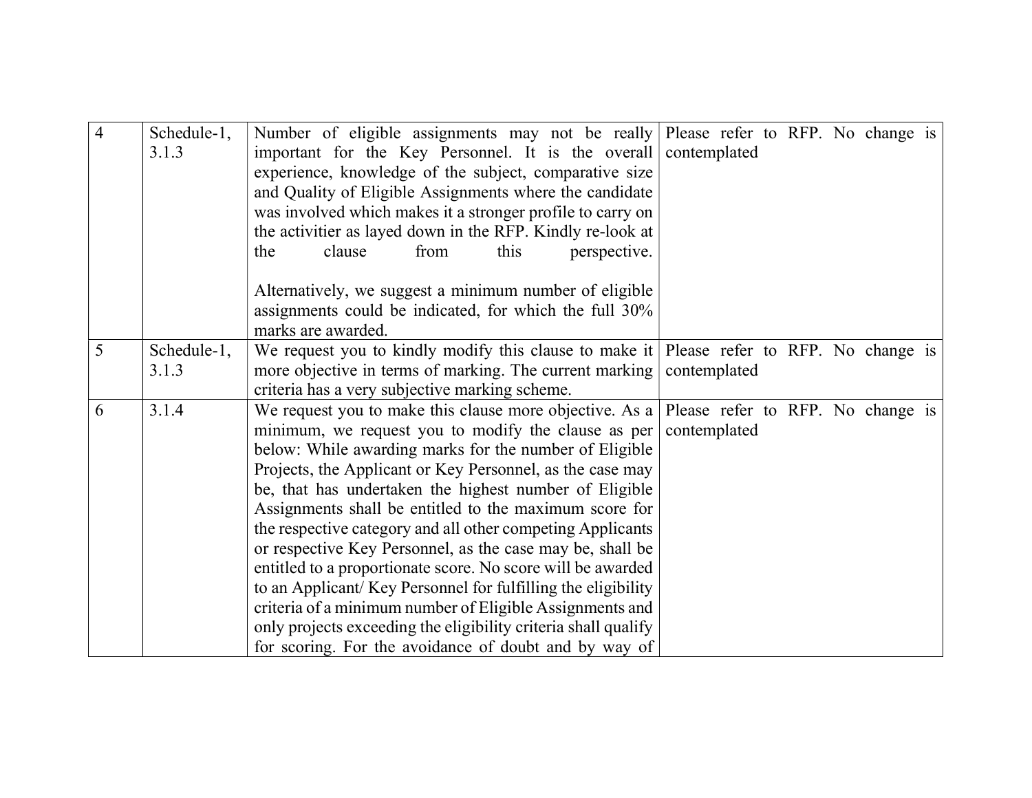| 4 | Schedule-1, 3.1.3 | Number of eligible assignments may not be really important for the Key Personnel. It is the overall experience, knowledge of the subject, comparative size and Quality of Eligible Assignments where the candidate was involved which makes it a stronger profile to carry on the activitier as layed down in the RFP. Kindly re-look at the clause from this perspective.<br><br>Alternatively, we suggest a minimum number of eligible assignments could be indicated, for which the full 30% marks are awarded. | Please refer to RFP. No change is contemplated |
|---|---|---|---|
| 5 | Schedule-1, 3.1.3 | We request you to kindly modify this clause to make it more objective in terms of marking. The current marking criteria has a very subjective marking scheme. | Please refer to RFP. No change is contemplated |
| 6 | 3.1.4 | We request you to make this clause more objective. As a minimum, we request you to modify the clause as per below: While awarding marks for the number of Eligible Projects, the Applicant or Key Personnel, as the case may be, that has undertaken the highest number of Eligible Assignments shall be entitled to the maximum score for the respective category and all other competing Applicants or respective Key Personnel, as the case may be, shall be entitled to a proportionate score. No score will be awarded to an Applicant/ Key Personnel for fulfilling the eligibility criteria of a minimum number of Eligible Assignments and only projects exceeding the eligibility criteria shall qualify for scoring. For the avoidance of doubt and by way of | Please refer to RFP. No change is contemplated |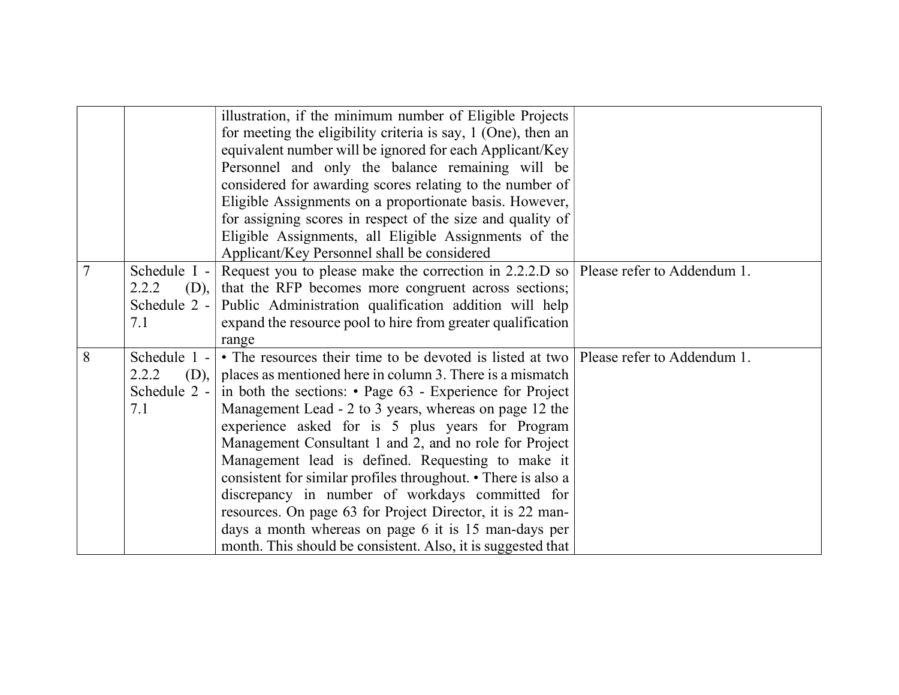| | | | |
|---|---|---|---|
| | | illustration, if the minimum number of Eligible Projects for meeting the eligibility criteria is say, 1 (One), then an equivalent number will be ignored for each Applicant/Key Personnel and only the balance remaining will be considered for awarding scores relating to the number of Eligible Assignments on a proportionate basis. However, for assigning scores in respect of the size and quality of Eligible Assignments, all Eligible Assignments of the Applicant/Key Personnel shall be considered | |
| 7 | Schedule I - 2.2.2 (D), Schedule 2 - 7.1 | Request you to please make the correction in 2.2.2.D so that the RFP becomes more congruent across sections; Public Administration qualification addition will help expand the resource pool to hire from greater qualification range | Please refer to Addendum 1. |
| 8 | Schedule 1 - 2.2.2 (D), Schedule 2 - 7.1 | • The resources their time to be devoted is listed at two places as mentioned here in column 3. There is a mismatch in both the sections: • Page 63 - Experience for Project Management Lead - 2 to 3 years, whereas on page 12 the experience asked for is 5 plus years for Program Management Consultant 1 and 2, and no role for Project Management lead is defined. Requesting to make it consistent for similar profiles throughout. • There is also a discrepancy in number of workdays committed for resources. On page 63 for Project Director, it is 22 man-days a month whereas on page 6 it is 15 man-days per month. This should be consistent. Also, it is suggested that | Please refer to Addendum 1. |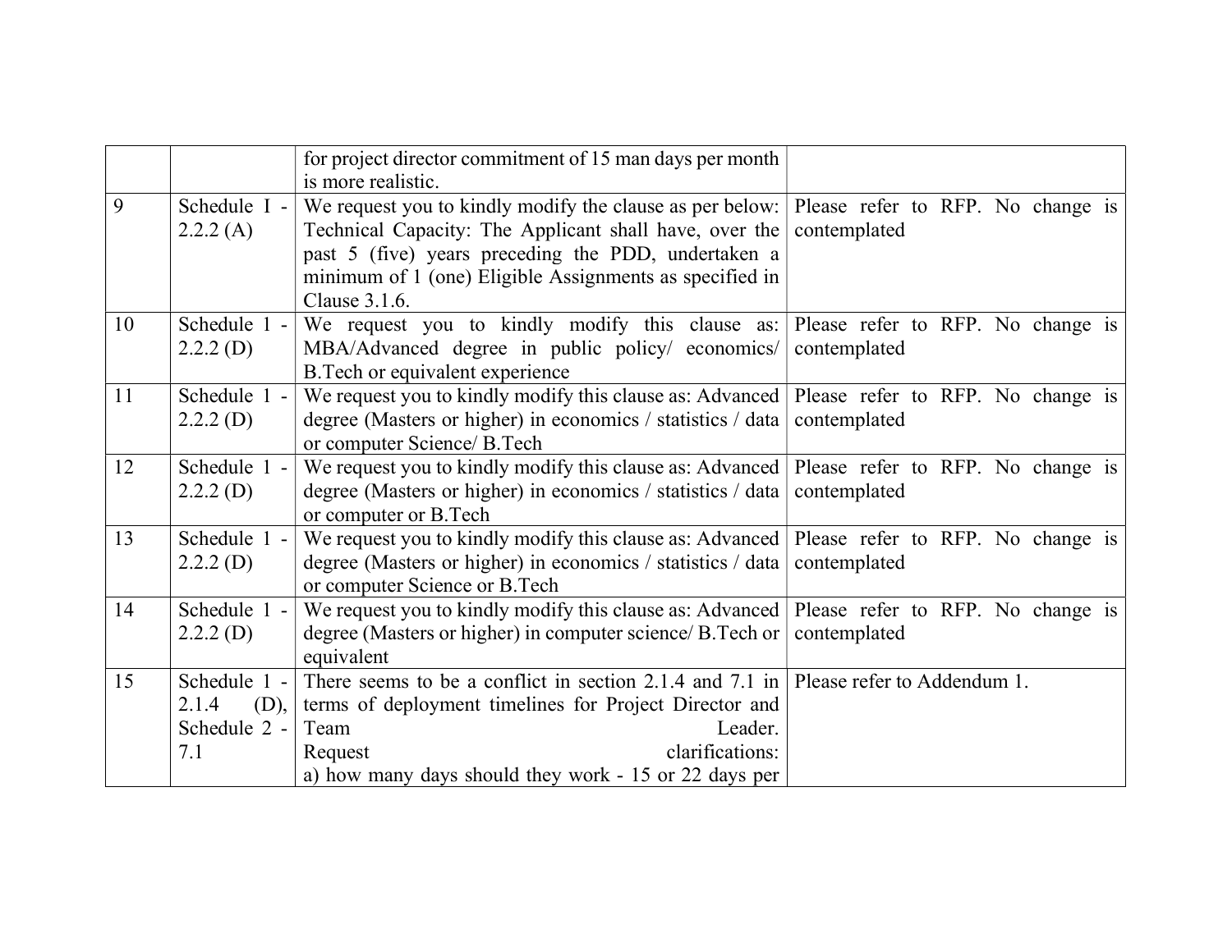| | | for project director commitment of 15 man days per month is more realistic. | |
|---|---|---|---|
| 9 | Schedule I - 2.2.2 (A) | We request you to kindly modify the clause as per below: Technical Capacity: The Applicant shall have, over the past 5 (five) years preceding the PDD, undertaken a minimum of 1 (one) Eligible Assignments as specified in Clause 3.1.6. | Please refer to RFP. No change is contemplated |
| 10 | Schedule 1 - 2.2.2 (D) | We request you to kindly modify this clause as: MBA/Advanced degree in public policy/ economics/ B.Tech or equivalent experience | Please refer to RFP. No change is contemplated |
| 11 | Schedule 1 - 2.2.2 (D) | We request you to kindly modify this clause as: Advanced degree (Masters or higher) in economics / statistics / data or computer Science/ B.Tech | Please refer to RFP. No change is contemplated |
| 12 | Schedule 1 - 2.2.2 (D) | We request you to kindly modify this clause as: Advanced degree (Masters or higher) in economics / statistics / data or computer or B.Tech | Please refer to RFP. No change is contemplated |
| 13 | Schedule 1 - 2.2.2 (D) | We request you to kindly modify this clause as: Advanced degree (Masters or higher) in economics / statistics / data or computer Science or B.Tech | Please refer to RFP. No change is contemplated |
| 14 | Schedule 1 - 2.2.2 (D) | We request you to kindly modify this clause as: Advanced degree (Masters or higher) in computer science/ B.Tech or equivalent | Please refer to RFP. No change is contemplated |
| 15 | Schedule 1 - 2.1.4 (D), Schedule 2 - 7.1 | There seems to be a conflict in section 2.1.4 and 7.1 in terms of deployment timelines for Project Director and Team Leader.<br>Request clarifications:<br>a) how many days should they work - 15 or 22 days per | Please refer to Addendum 1. |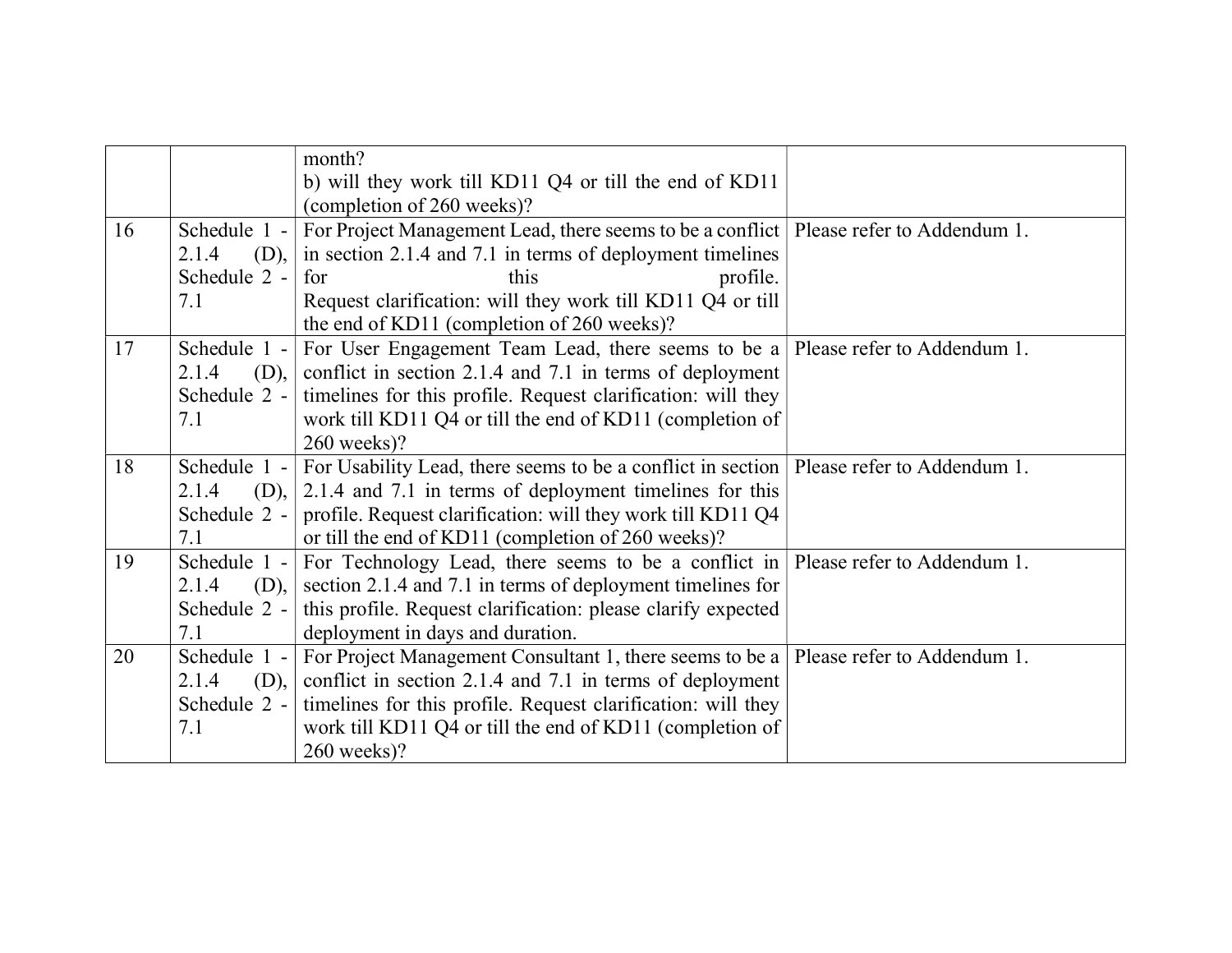| | | | |
|---|---|---|---|
| | | month?<br>b) will they work till KD11 Q4 or till the end of KD11 (completion of 260 weeks)? | |
| 16 | Schedule 1 - 2.1.4 (D), Schedule 2 - 7.1 | For Project Management Lead, there seems to be a conflict in section 2.1.4 and 7.1 in terms of deployment timelines for this profile.<br>Request clarification: will they work till KD11 Q4 or till the end of KD11 (completion of 260 weeks)? | Please refer to Addendum 1. |
| 17 | Schedule 1 - 2.1.4 (D), Schedule 2 - 7.1 | For User Engagement Team Lead, there seems to be a conflict in section 2.1.4 and 7.1 in terms of deployment timelines for this profile. Request clarification: will they work till KD11 Q4 or till the end of KD11 (completion of 260 weeks)? | Please refer to Addendum 1. |
| 18 | Schedule 1 - 2.1.4 (D), Schedule 2 - 7.1 | For Usability Lead, there seems to be a conflict in section 2.1.4 and 7.1 in terms of deployment timelines for this profile. Request clarification: will they work till KD11 Q4 or till the end of KD11 (completion of 260 weeks)? | Please refer to Addendum 1. |
| 19 | Schedule 1 - 2.1.4 (D), Schedule 2 - 7.1 | For Technology Lead, there seems to be a conflict in section 2.1.4 and 7.1 in terms of deployment timelines for this profile. Request clarification: please clarify expected deployment in days and duration. | Please refer to Addendum 1. |
| 20 | Schedule 1 - 2.1.4 (D), Schedule 2 - 7.1 | For Project Management Consultant 1, there seems to be a conflict in section 2.1.4 and 7.1 in terms of deployment timelines for this profile. Request clarification: will they work till KD11 Q4 or till the end of KD11 (completion of 260 weeks)? | Please refer to Addendum 1. |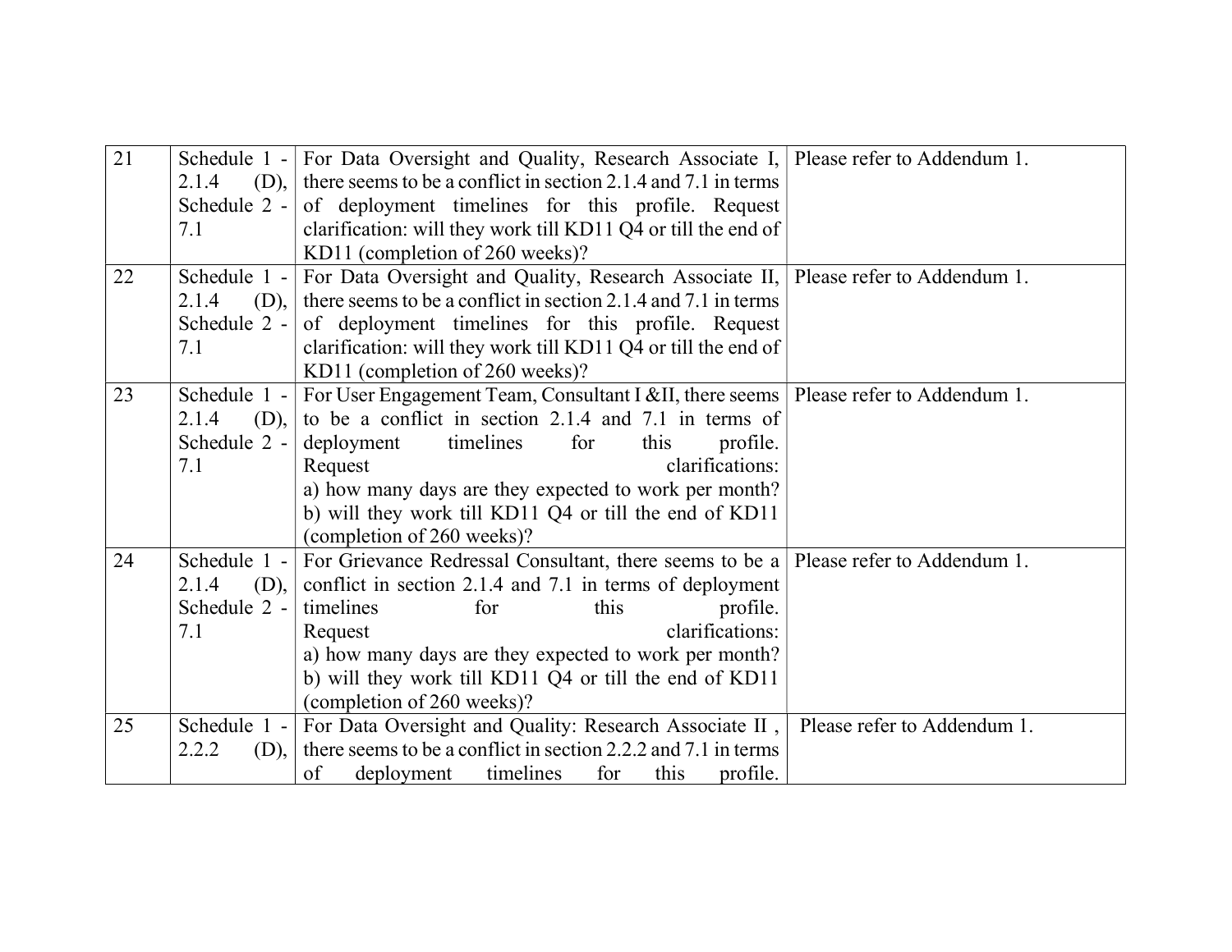| 21 | Schedule 1 - 2.1.4 (D), Schedule 2 - 7.1 | For Data Oversight and Quality, Research Associate I, there seems to be a conflict in section 2.1.4 and 7.1 in terms of deployment timelines for this profile. Request clarification: will they work till KD11 Q4 or till the end of KD11 (completion of 260 weeks)? | Please refer to Addendum 1. |
|---|---|---|---|
| 22 | Schedule 1 - 2.1.4 (D), Schedule 2 - 7.1 | For Data Oversight and Quality, Research Associate II, there seems to be a conflict in section 2.1.4 and 7.1 in terms of deployment timelines for this profile. Request clarification: will they work till KD11 Q4 or till the end of KD11 (completion of 260 weeks)? | Please refer to Addendum 1. |
| 23 | Schedule 1 - 2.1.4 (D), Schedule 2 - 7.1 | For User Engagement Team, Consultant I &II, there seems to be a conflict in section 2.1.4 and 7.1 in terms of deployment timelines for this profile. Request clarifications: a) how many days are they expected to work per month? b) will they work till KD11 Q4 or till the end of KD11 (completion of 260 weeks)? | Please refer to Addendum 1. |
| 24 | Schedule 1 - 2.1.4 (D), Schedule 2 - 7.1 | For Grievance Redressal Consultant, there seems to be a conflict in section 2.1.4 and 7.1 in terms of deployment timelines for this profile. Request clarifications: a) how many days are they expected to work per month? b) will they work till KD11 Q4 or till the end of KD11 (completion of 260 weeks)? | Please refer to Addendum 1. |
| 25 | Schedule 1 - 2.2.2 (D), | For Data Oversight and Quality: Research Associate II , there seems to be a conflict in section 2.2.2 and 7.1 in terms of deployment timelines for this profile. | Please refer to Addendum 1. |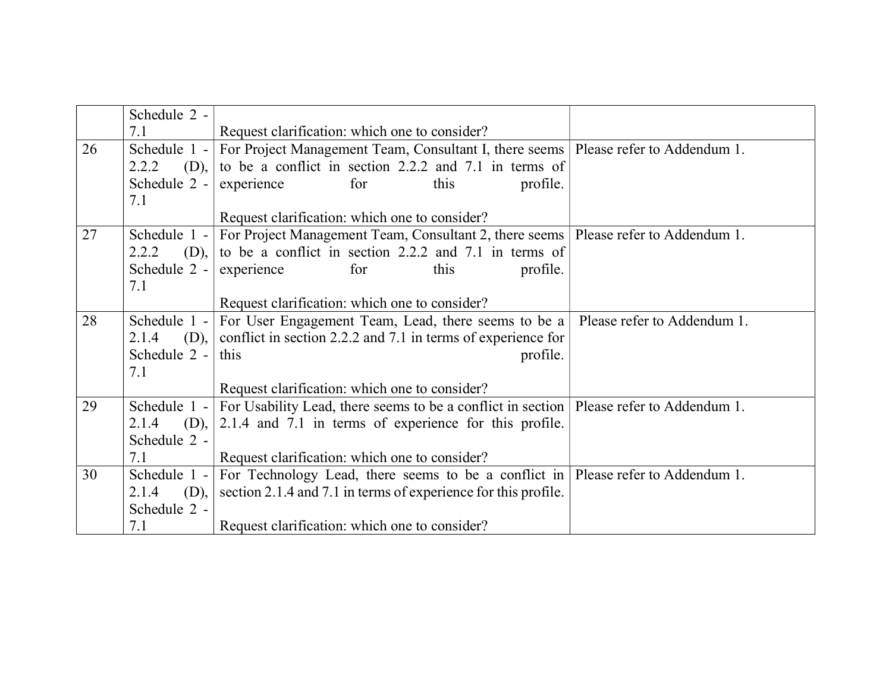| | Schedule 2 - 7.1 | Request clarification: which one to consider? | |
|---|---|---|---|
| 26 | Schedule 1 - 2.2.2 (D), Schedule 2 - 7.1 | For Project Management Team, Consultant I, there seems to be a conflict in section 2.2.2 and 7.1 in terms of experience for this profile.<br><br>Request clarification: which one to consider? | Please refer to Addendum 1. |
| 27 | Schedule 1 - 2.2.2 (D), Schedule 2 - 7.1 | For Project Management Team, Consultant 2, there seems to be a conflict in section 2.2.2 and 7.1 in terms of experience for this profile.<br><br>Request clarification: which one to consider? | Please refer to Addendum 1. |
| 28 | Schedule 1 - 2.1.4 (D), Schedule 2 - 7.1 | For User Engagement Team, Lead, there seems to be a conflict in section 2.2.2 and 7.1 in terms of experience for this profile.<br><br>Request clarification: which one to consider? | Please refer to Addendum 1. |
| 29 | Schedule 1 - 2.1.4 (D), Schedule 2 - 7.1 | For Usability Lead, there seems to be a conflict in section 2.1.4 and 7.1 in terms of experience for this profile.<br><br>Request clarification: which one to consider? | Please refer to Addendum 1. |
| 30 | Schedule 1 - 2.1.4 (D), Schedule 2 - 7.1 | For Technology Lead, there seems to be a conflict in section 2.1.4 and 7.1 in terms of experience for this profile.<br><br>Request clarification: which one to consider? | Please refer to Addendum 1. |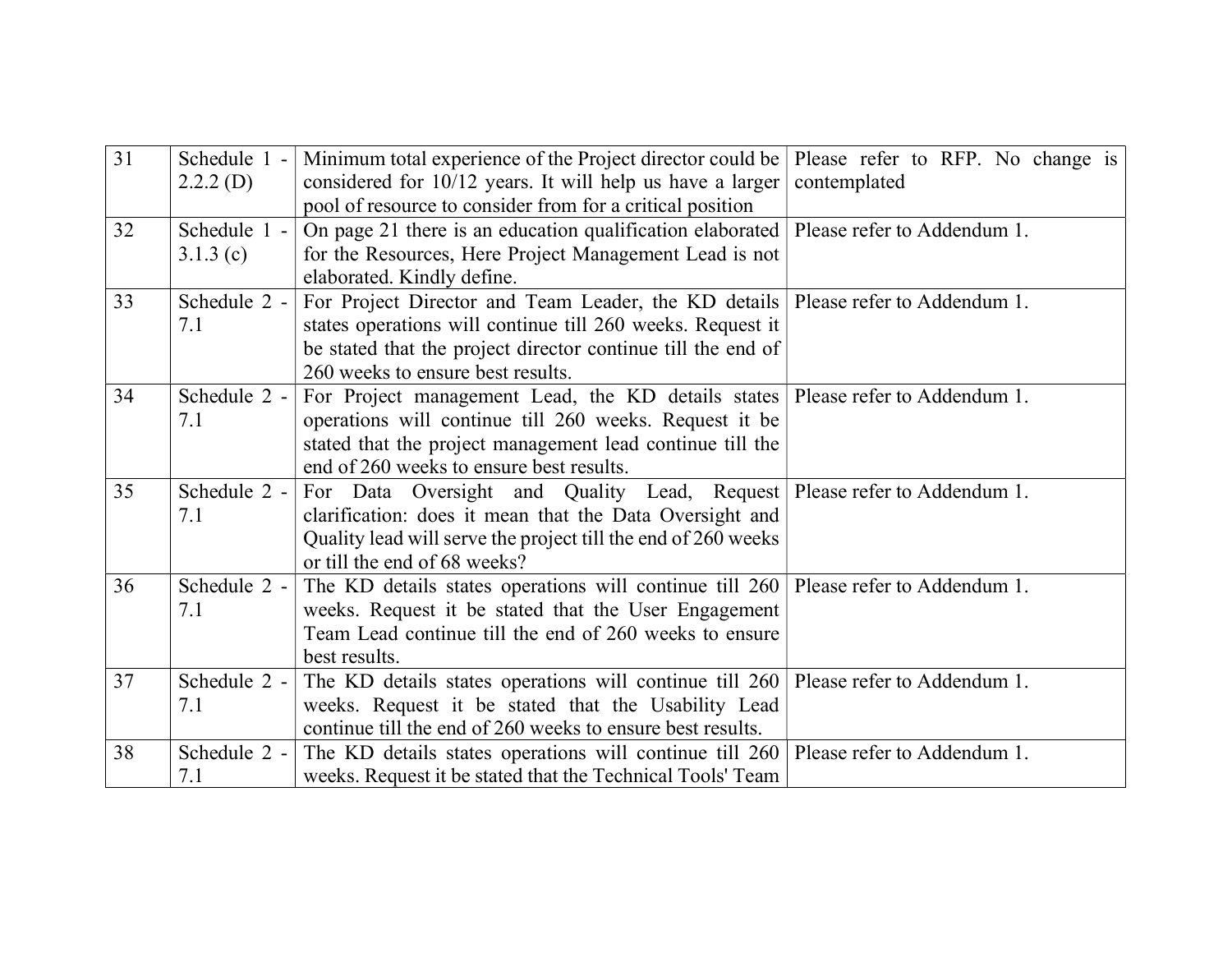| 31 | Schedule 1 - 2.2.2 (D) | Minimum total experience of the Project director could be considered for 10/12 years. It will help us have a larger pool of resource to consider from for a critical position | Please refer to RFP. No change is contemplated |
|---|---|---|---|
| 32 | Schedule 1 - 3.1.3 (c) | On page 21 there is an education qualification elaborated for the Resources, Here Project Management Lead is not elaborated. Kindly define. | Please refer to Addendum 1. |
| 33 | Schedule 2 - 7.1 | For Project Director and Team Leader, the KD details states operations will continue till 260 weeks. Request it be stated that the project director continue till the end of 260 weeks to ensure best results. | Please refer to Addendum 1. |
| 34 | Schedule 2 - 7.1 | For Project management Lead, the KD details states operations will continue till 260 weeks. Request it be stated that the project management lead continue till the end of 260 weeks to ensure best results. | Please refer to Addendum 1. |
| 35 | Schedule 2 - 7.1 | For Data Oversight and Quality Lead, Request clarification: does it mean that the Data Oversight and Quality lead will serve the project till the end of 260 weeks or till the end of 68 weeks? | Please refer to Addendum 1. |
| 36 | Schedule 2 - 7.1 | The KD details states operations will continue till 260 weeks. Request it be stated that the User Engagement Team Lead continue till the end of 260 weeks to ensure best results. | Please refer to Addendum 1. |
| 37 | Schedule 2 - 7.1 | The KD details states operations will continue till 260 weeks. Request it be stated that the Usability Lead continue till the end of 260 weeks to ensure best results. | Please refer to Addendum 1. |
| 38 | Schedule 2 - 7.1 | The KD details states operations will continue till 260 weeks. Request it be stated that the Technical Tools' Team | Please refer to Addendum 1. |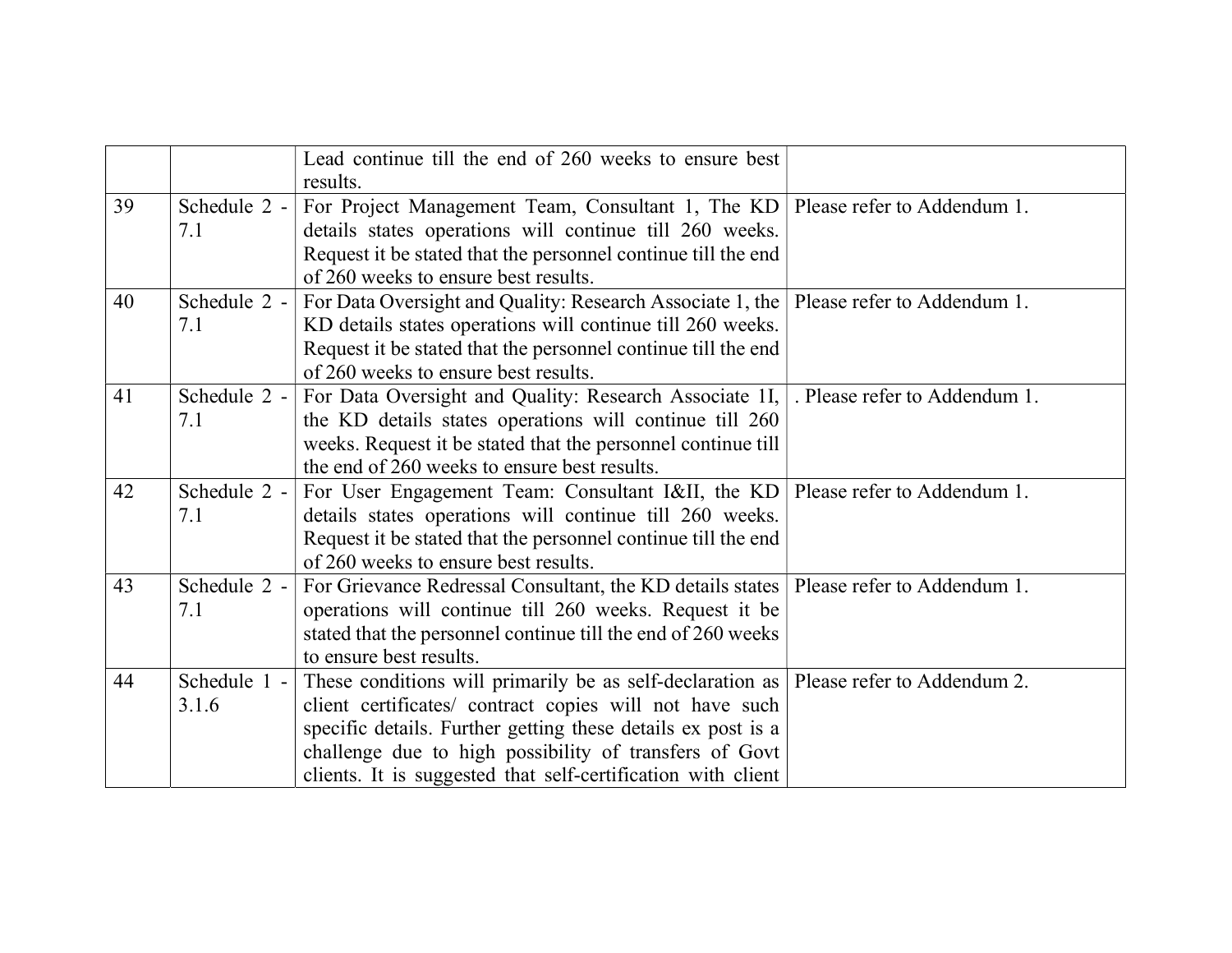| | | | |
|---|---|---|---|
| | | Lead continue till the end of 260 weeks to ensure best results. | |
| 39 | Schedule 2 - 7.1 | For Project Management Team, Consultant 1, The KD details states operations will continue till 260 weeks. Request it be stated that the personnel continue till the end of 260 weeks to ensure best results. | Please refer to Addendum 1. |
| 40 | Schedule 2 - 7.1 | For Data Oversight and Quality: Research Associate 1, the KD details states operations will continue till 260 weeks. Request it be stated that the personnel continue till the end of 260 weeks to ensure best results. | Please refer to Addendum 1. |
| 41 | Schedule 2 - 7.1 | For Data Oversight and Quality: Research Associate 1I, the KD details states operations will continue till 260 weeks. Request it be stated that the personnel continue till the end of 260 weeks to ensure best results. | . Please refer to Addendum 1. |
| 42 | Schedule 2 - 7.1 | For User Engagement Team: Consultant I&II, the KD details states operations will continue till 260 weeks. Request it be stated that the personnel continue till the end of 260 weeks to ensure best results. | Please refer to Addendum 1. |
| 43 | Schedule 2 - 7.1 | For Grievance Redressal Consultant, the KD details states operations will continue till 260 weeks. Request it be stated that the personnel continue till the end of 260 weeks to ensure best results. | Please refer to Addendum 1. |
| 44 | Schedule 1 - 3.1.6 | These conditions will primarily be as self-declaration as client certificates/ contract copies will not have such specific details. Further getting these details ex post is a challenge due to high possibility of transfers of Govt clients. It is suggested that self-certification with client | Please refer to Addendum 2. |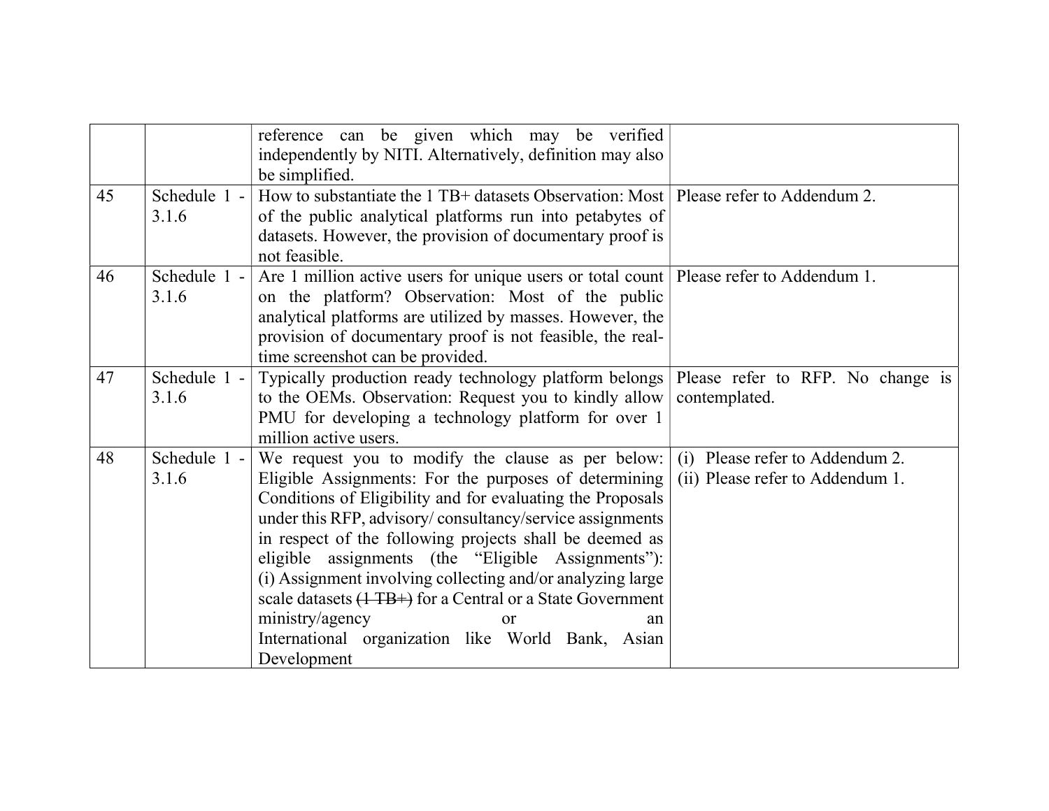| | | | |
|---|---|---|---|
| | | reference can be given which may be verified independently by NITI. Alternatively, definition may also be simplified. | |
| 45 | Schedule 1 - 3.1.6 | How to substantiate the 1 TB+ datasets Observation: Most of the public analytical platforms run into petabytes of datasets. However, the provision of documentary proof is not feasible. | Please refer to Addendum 2. |
| 46 | Schedule 1 - 3.1.6 | Are 1 million active users for unique users or total count on the platform? Observation: Most of the public analytical platforms are utilized by masses. However, the provision of documentary proof is not feasible, the real-time screenshot can be provided. | Please refer to Addendum 1. |
| 47 | Schedule 1 - 3.1.6 | Typically production ready technology platform belongs to the OEMs. Observation: Request you to kindly allow PMU for developing a technology platform for over 1 million active users. | Please refer to RFP. No change is contemplated. |
| 48 | Schedule 1 - 3.1.6 | We request you to modify the clause as per below: Eligible Assignments: For the purposes of determining Conditions of Eligibility and for evaluating the Proposals under this RFP, advisory/ consultancy/service assignments in respect of the following projects shall be deemed as eligible assignments (the "Eligible Assignments"): (i) Assignment involving collecting and/or analyzing large scale datasets ~~(1 TB+)~~ for a Central or a State Government ministry/agency or an International organization like World Bank, Asian Development | (i) Please refer to Addendum 2.<br>(ii) Please refer to Addendum 1. |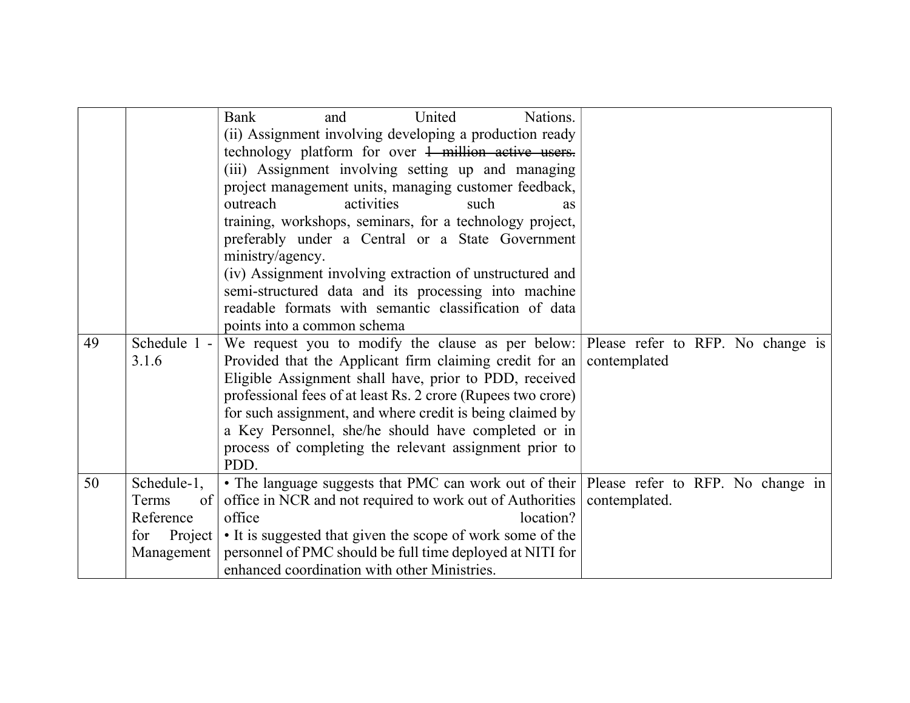| | | | |
|---|---|---|---|
| | | Bank and United Nations.<br>(ii) Assignment involving developing a production ready technology platform for over ~~1 million active users.~~<br>(iii) Assignment involving setting up and managing project management units, managing customer feedback, outreach activities such as training, workshops, seminars, for a technology project, preferably under a Central or a State Government ministry/agency.<br>(iv) Assignment involving extraction of unstructured and semi-structured data and its processing into machine readable formats with semantic classification of data points into a common schema | |
| 49 | Schedule 1 - 3.1.6 | We request you to modify the clause as per below: Provided that the Applicant firm claiming credit for an Eligible Assignment shall have, prior to PDD, received professional fees of at least Rs. 2 crore (Rupees two crore) for such assignment, and where credit is being claimed by a Key Personnel, she/he should have completed or in process of completing the relevant assignment prior to PDD. | Please refer to RFP. No change is contemplated |
| 50 | Schedule-1, Terms of Reference for Project Management | • The language suggests that PMC can work out of their office in NCR and not required to work out of Authorities office location?<br>• It is suggested that given the scope of work some of the personnel of PMC should be full time deployed at NITI for enhanced coordination with other Ministries. | Please refer to RFP. No change in contemplated. |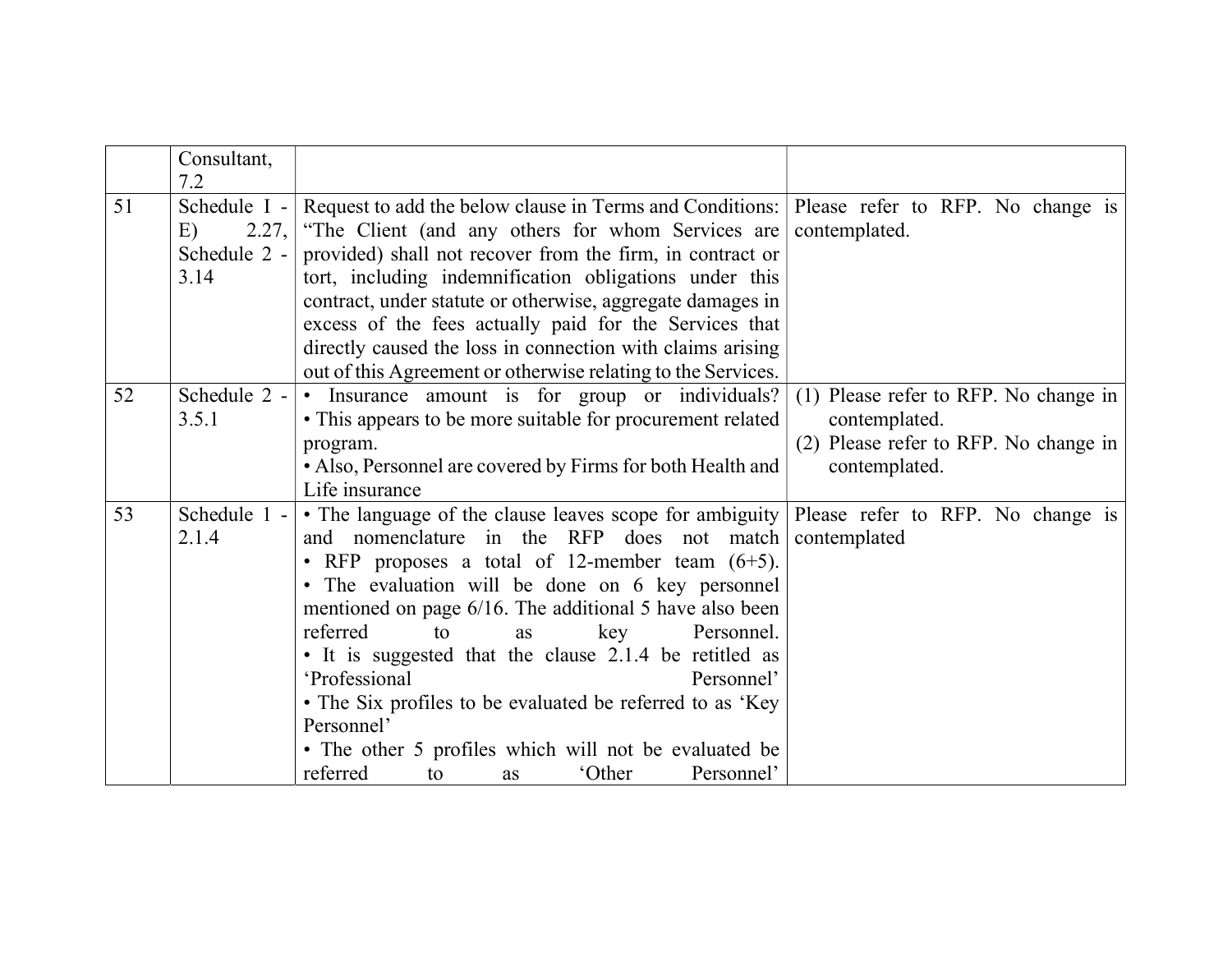| | | | |
|---|---|---|---|
| | Consultant, 7.2 | | |
| 51 | Schedule I - E) 2.27, Schedule 2 - 3.14 | Request to add the below clause in Terms and Conditions: "The Client (and any others for whom Services are provided) shall not recover from the firm, in contract or tort, including indemnification obligations under this contract, under statute or otherwise, aggregate damages in excess of the fees actually paid for the Services that directly caused the loss in connection with claims arising out of this Agreement or otherwise relating to the Services. | Please refer to RFP. No change is contemplated. |
| 52 | Schedule 2 - 3.5.1 | • Insurance amount is for group or individuals?<br>• This appears to be more suitable for procurement related program.<br>• Also, Personnel are covered by Firms for both Health and Life insurance | (1) Please refer to RFP. No change in contemplated.<br>(2) Please refer to RFP. No change in contemplated. |
| 53 | Schedule 1 - 2.1.4 | • The language of the clause leaves scope for ambiguity and nomenclature in the RFP does not match<br>• RFP proposes a total of 12-member team (6+5).<br>• The evaluation will be done on 6 key personnel mentioned on page 6/16. The additional 5 have also been referred to as key Personnel.<br>• It is suggested that the clause 2.1.4 be retitled as 'Professional Personnel'<br>• The Six profiles to be evaluated be referred to as 'Key Personnel'<br>• The other 5 profiles which will not be evaluated be referred to as 'Other Personnel' | Please refer to RFP. No change is contemplated |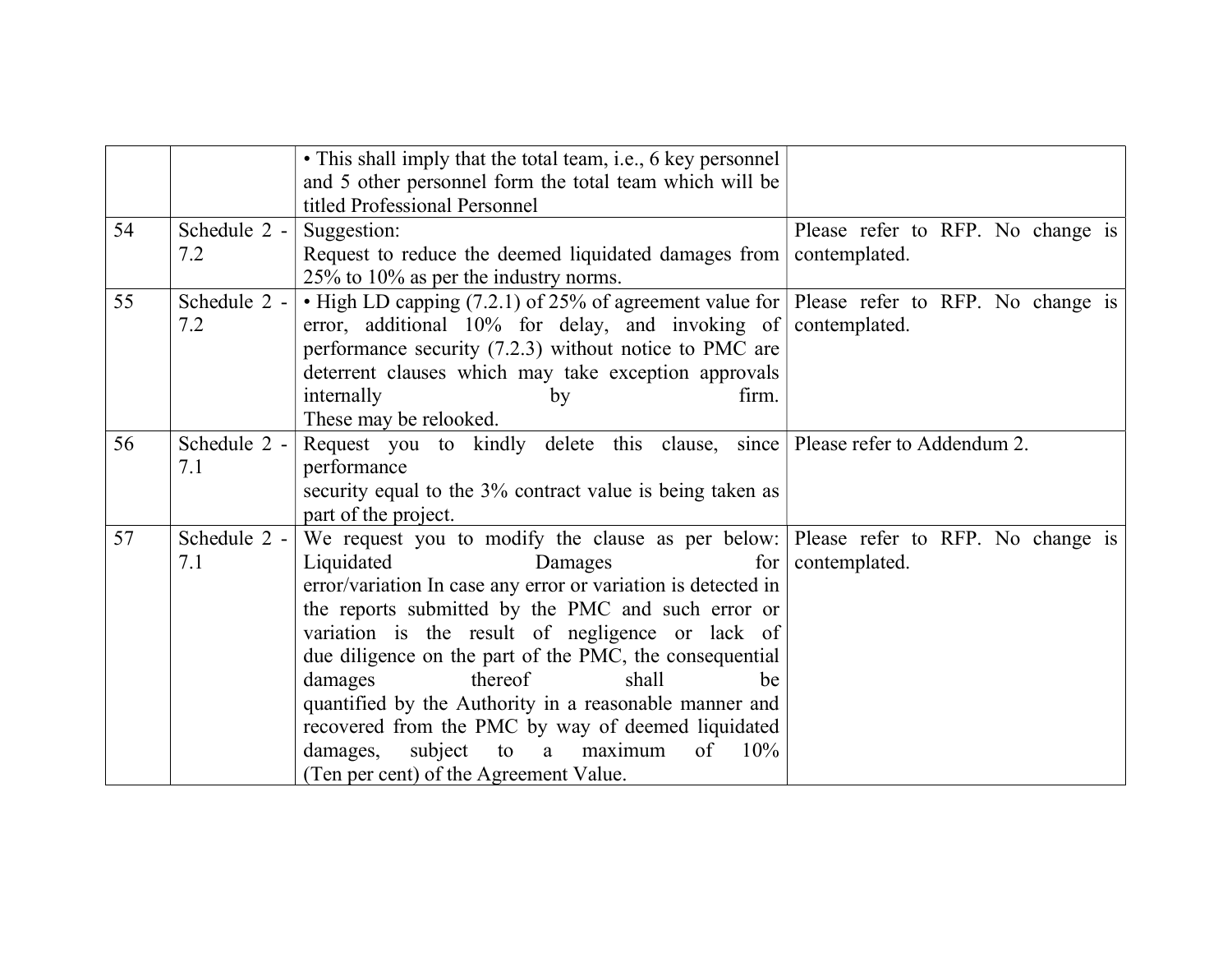| | | | |
|---|---|---|---|
| | | • This shall imply that the total team, i.e., 6 key personnel and 5 other personnel form the total team which will be titled Professional Personnel | |
| 54 | Schedule 2 - 7.2 | Suggestion:<br>Request to reduce the deemed liquidated damages from 25% to 10% as per the industry norms. | Please refer to RFP. No change is contemplated. |
| 55 | Schedule 2 - 7.2 | • High LD capping (7.2.1) of 25% of agreement value for error, additional 10% for delay, and invoking of performance security (7.2.3) without notice to PMC are deterrent clauses which may take exception approvals internally by firm.<br>These may be relooked. | Please refer to RFP. No change is contemplated. |
| 56 | Schedule 2 - 7.1 | Request you to kindly delete this clause, since performance<br>security equal to the 3% contract value is being taken as part of the project. | Please refer to Addendum 2. |
| 57 | Schedule 2 - 7.1 | We request you to modify the clause as per below: Liquidated Damages for error/variation In case any error or variation is detected in the reports submitted by the PMC and such error or variation is the result of negligence or lack of due diligence on the part of the PMC, the consequential damages thereof shall be quantified by the Authority in a reasonable manner and recovered from the PMC by way of deemed liquidated damages, subject to a maximum of 10% (Ten per cent) of the Agreement Value. | Please refer to RFP. No change is contemplated. |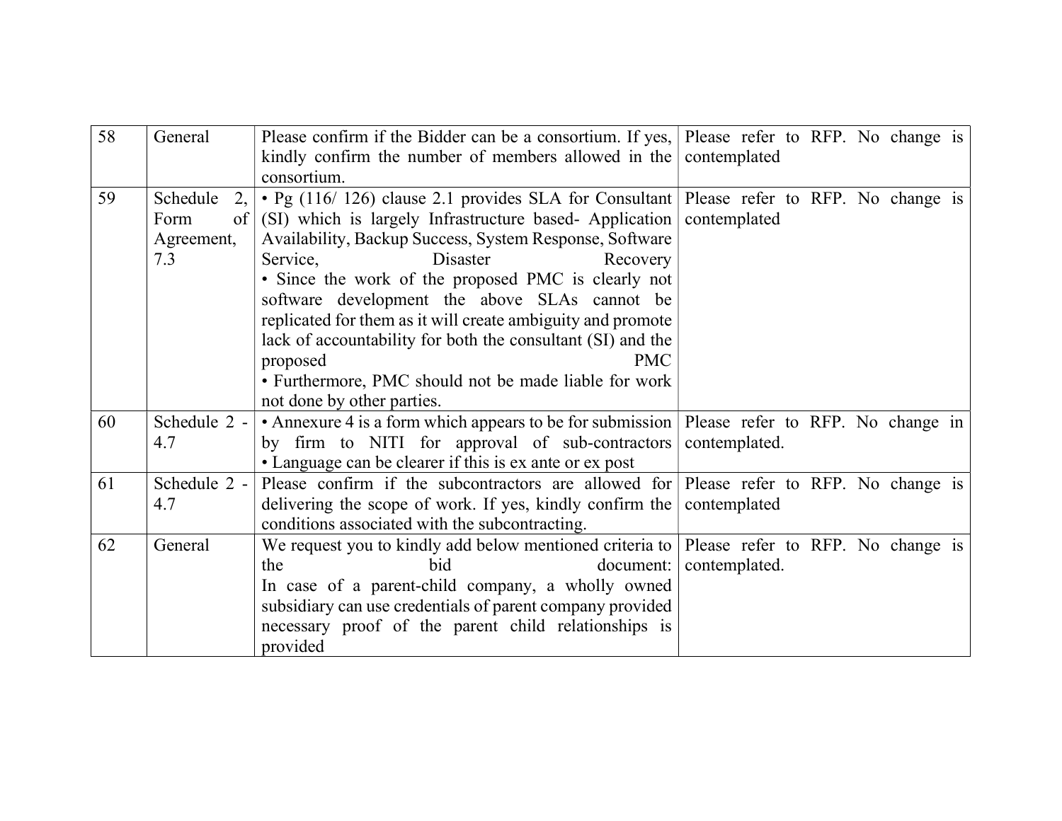| 58 | General | Please confirm if the Bidder can be a consortium. If yes, kindly confirm the number of members allowed in the consortium. | Please refer to RFP. No change is contemplated |
|---|---|---|---|
| 59 | Schedule 2, Form of Agreement, 7.3 | • Pg (116/ 126) clause 2.1 provides SLA for Consultant (SI) which is largely Infrastructure based- Application Availability, Backup Success, System Response, Software Service, Disaster Recovery<br>• Since the work of the proposed PMC is clearly not software development the above SLAs cannot be replicated for them as it will create ambiguity and promote lack of accountability for both the consultant (SI) and the proposed PMC<br>• Furthermore, PMC should not be made liable for work not done by other parties. | Please refer to RFP. No change is contemplated |
| 60 | Schedule 2 - 4.7 | • Annexure 4 is a form which appears to be for submission by firm to NITI for approval of sub-contractors<br>• Language can be clearer if this is ex ante or ex post | Please refer to RFP. No change in contemplated. |
| 61 | Schedule 2 - 4.7 | Please confirm if the subcontractors are allowed for delivering the scope of work. If yes, kindly confirm the conditions associated with the subcontracting. | Please refer to RFP. No change is contemplated |
| 62 | General | We request you to kindly add below mentioned criteria to the bid document:<br>In case of a parent-child company, a wholly owned subsidiary can use credentials of parent company provided necessary proof of the parent child relationships is provided | Please refer to RFP. No change is contemplated. |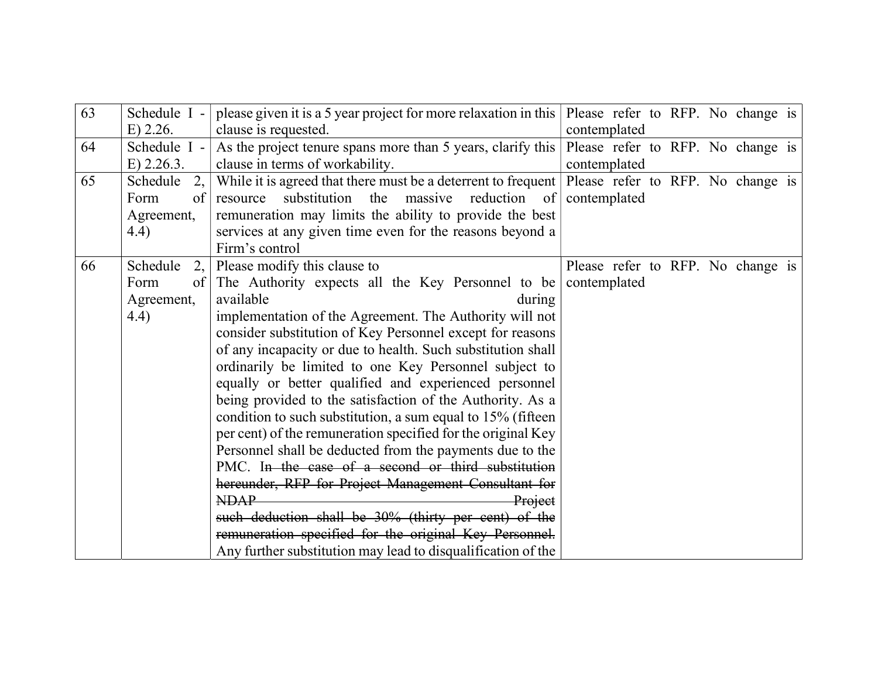| 63 | Schedule I - E) 2.26. | please given it is a 5 year project for more relaxation in this clause is requested. | Please refer to RFP. No change is contemplated |
|---|---|---|---|
| 64 | Schedule I - E) 2.26.3. | As the project tenure spans more than 5 years, clarify this clause in terms of workability. | Please refer to RFP. No change is contemplated |
| 65 | Schedule 2, Form of Agreement, 4.4) | While it is agreed that there must be a deterrent to frequent resource substitution the massive reduction of remuneration may limits the ability to provide the best services at any given time even for the reasons beyond a Firm's control | Please refer to RFP. No change is contemplated |
| 66 | Schedule 2, Form of Agreement, 4.4) | Please modify this clause to The Authority expects all the Key Personnel to be available during implementation of the Agreement. The Authority will not consider substitution of Key Personnel except for reasons of any incapacity or due to health. Such substitution shall ordinarily be limited to one Key Personnel subject to equally or better qualified and experienced personnel being provided to the satisfaction of the Authority. As a condition to such substitution, a sum equal to 15% (fifteen per cent) of the remuneration specified for the original Key Personnel shall be deducted from the payments due to the PMC. I~~n the case of a second or third substitution hereunder, RFP for Project Management Consultant for NDAP Project such deduction shall be 30% (thirty per cent) of the remuneration specified for the original Key Personnel.~~ Any further substitution may lead to disqualification of the | Please refer to RFP. No change is contemplated |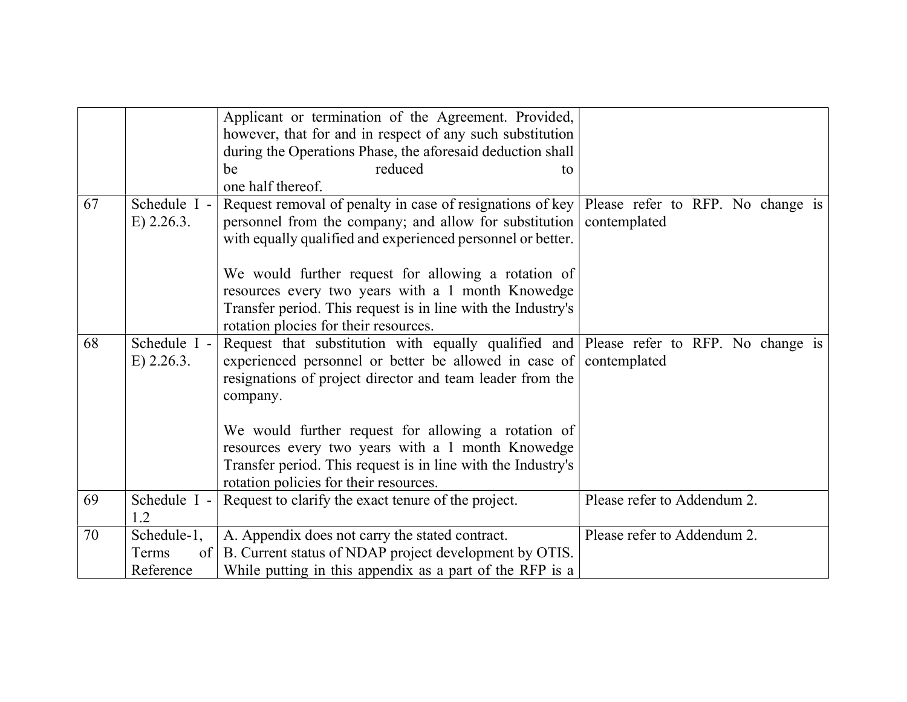| | | | |
|---|---|---|---|
| | | Applicant or termination of the Agreement. Provided, however, that for and in respect of any such substitution during the Operations Phase, the aforesaid deduction shall be reduced to one half thereof. | |
| 67 | Schedule I - E) 2.26.3. | Request removal of penalty in case of resignations of key personnel from the company; and allow for substitution with equally qualified and experienced personnel or better.<br><br>We would further request for allowing a rotation of resources every two years with a 1 month Knowedge Transfer period. This request is in line with the Industry's rotation plocies for their resources. | Please refer to RFP. No change is contemplated |
| 68 | Schedule I - E) 2.26.3. | Request that substitution with equally qualified and experienced personnel or better be allowed in case of resignations of project director and team leader from the company.<br><br>We would further request for allowing a rotation of resources every two years with a 1 month Knowedge Transfer period. This request is in line with the Industry's rotation policies for their resources. | Please refer to RFP. No change is contemplated |
| 69 | Schedule I - 1.2 | Request to clarify the exact tenure of the project. | Please refer to Addendum 2. |
| 70 | Schedule-1, Terms of Reference | A. Appendix does not carry the stated contract.<br>B. Current status of NDAP project development by OTIS. While putting in this appendix as a part of the RFP is a | Please refer to Addendum 2. |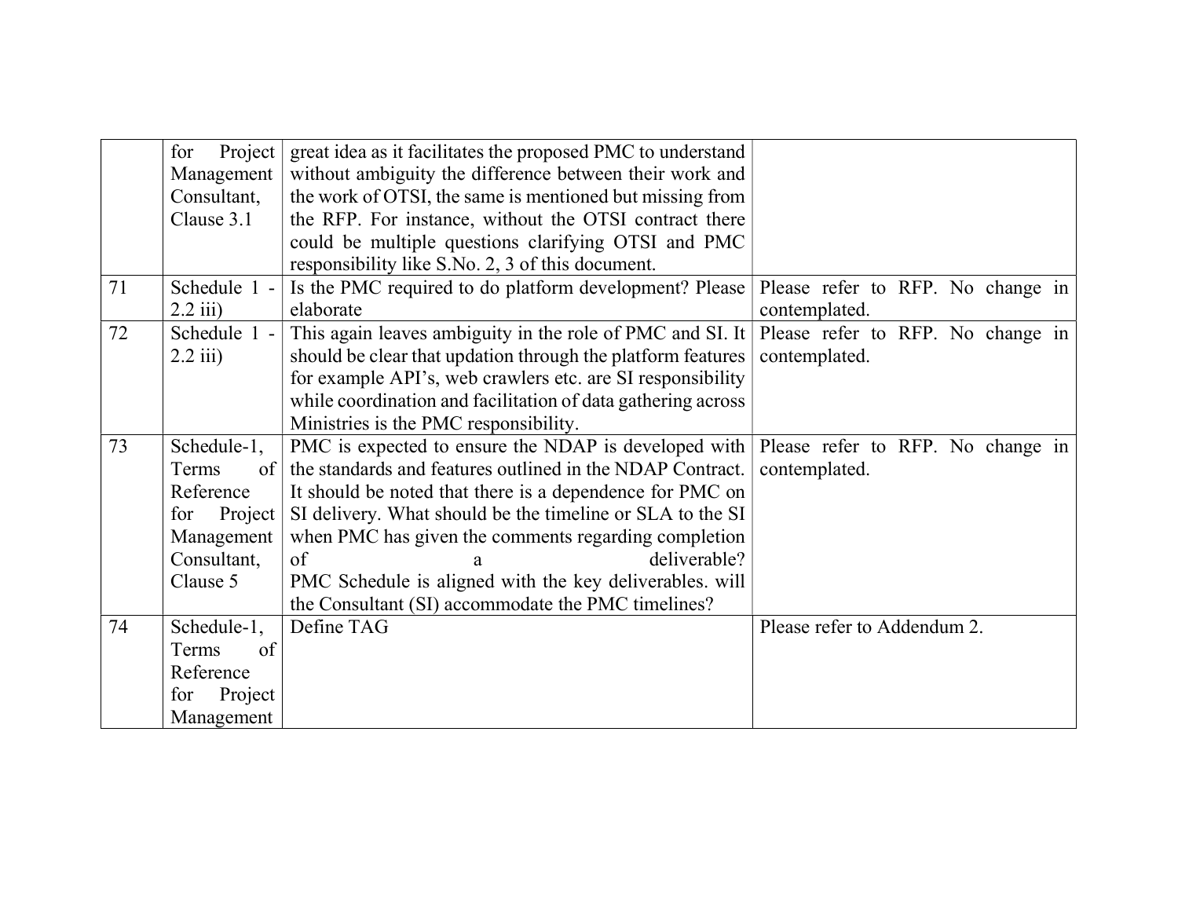| | for Project Management Consultant, Clause 3.1 | great idea as it facilitates the proposed PMC to understand without ambiguity the difference between their work and the work of OTSI, the same is mentioned but missing from the RFP. For instance, without the OTSI contract there could be multiple questions clarifying OTSI and PMC responsibility like S.No. 2, 3 of this document. | |
|---|---|---|---|
| 71 | Schedule 1 - 2.2 iii) | Is the PMC required to do platform development? Please elaborate | Please refer to RFP. No change in contemplated. |
| 72 | Schedule 1 - 2.2 iii) | This again leaves ambiguity in the role of PMC and SI. It should be clear that updation through the platform features for example API's, web crawlers etc. are SI responsibility while coordination and facilitation of data gathering across Ministries is the PMC responsibility. | Please refer to RFP. No change in contemplated. |
| 73 | Schedule-1, Terms of Reference for Project Management Consultant, Clause 5 | PMC is expected to ensure the NDAP is developed with the standards and features outlined in the NDAP Contract. It should be noted that there is a dependence for PMC on SI delivery. What should be the timeline or SLA to the SI when PMC has given the comments regarding completion of a deliverable? PMC Schedule is aligned with the key deliverables. will the Consultant (SI) accommodate the PMC timelines? | Please refer to RFP. No change in contemplated. |
| 74 | Schedule-1, Terms of Reference for Project Management | Define TAG | Please refer to Addendum 2. |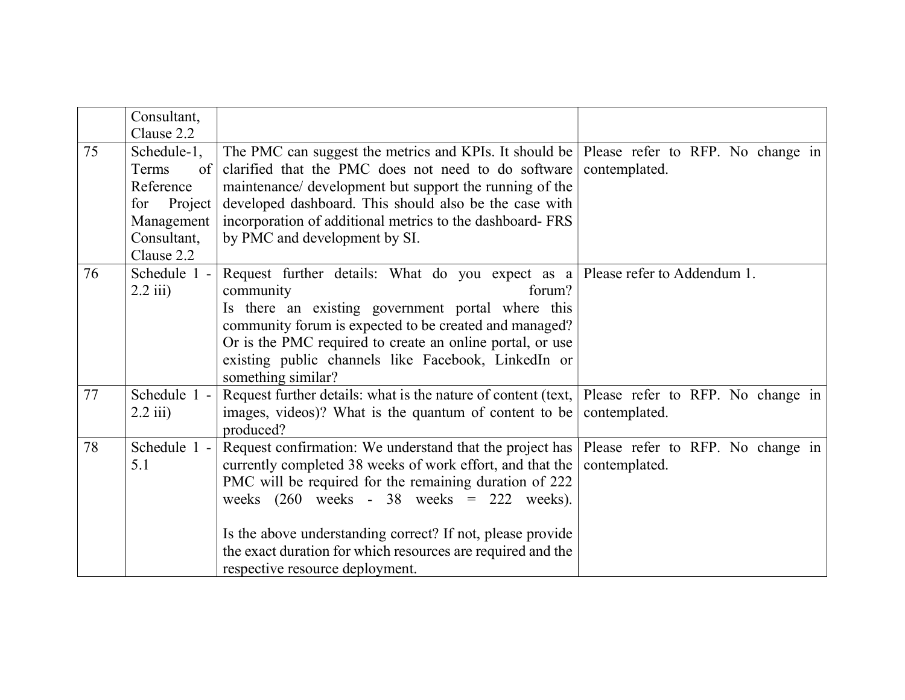|  |  |  |  |
|---|---|---|---|
|  | Consultant, Clause 2.2 |  |  |
| 75 | Schedule-1, Terms of Reference for Project Management Consultant, Clause 2.2 | The PMC can suggest the metrics and KPIs. It should be clarified that the PMC does not need to do software maintenance/ development but support the running of the developed dashboard. This should also be the case with incorporation of additional metrics to the dashboard- FRS by PMC and development by SI. | Please refer to RFP. No change in contemplated. |
| 76 | Schedule 1 - 2.2 iii) | Request further details: What do you expect as a community forum?<br>Is there an existing government portal where this community forum is expected to be created and managed? Or is the PMC required to create an online portal, or use existing public channels like Facebook, LinkedIn or something similar? | Please refer to Addendum 1. |
| 77 | Schedule 1 - 2.2 iii) | Request further details: what is the nature of content (text, images, videos)? What is the quantum of content to be produced? | Please refer to RFP. No change in contemplated. |
| 78 | Schedule 1 - 5.1 | Request confirmation: We understand that the project has currently completed 38 weeks of work effort, and that the PMC will be required for the remaining duration of 222 weeks (260 weeks - 38 weeks = 222 weeks).<br><br>Is the above understanding correct? If not, please provide the exact duration for which resources are required and the respective resource deployment. | Please refer to RFP. No change in contemplated. |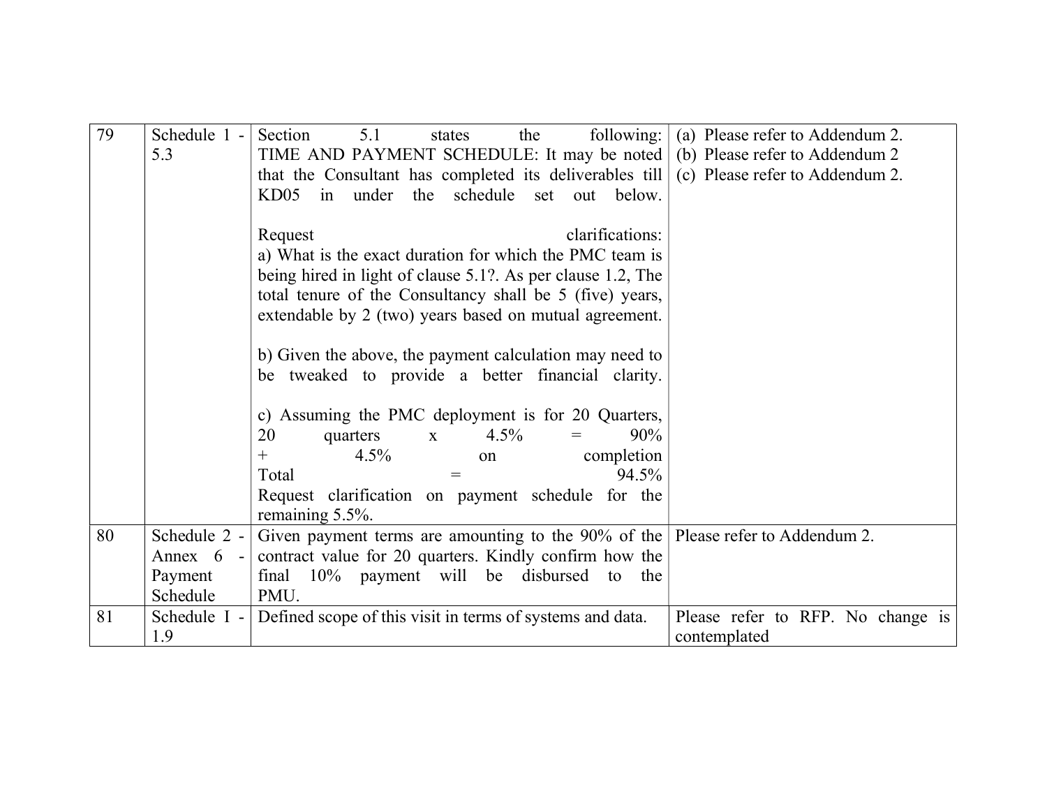| 79 | Schedule 1 - 5.3 | Section 5.1 states the following: TIME AND PAYMENT SCHEDULE: It may be noted that the Consultant has completed its deliverables till KD05 in under the schedule set out below.<br><br>Request clarifications:<br>a) What is the exact duration for which the PMC team is being hired in light of clause 5.1?. As per clause 1.2, The total tenure of the Consultancy shall be 5 (five) years, extendable by 2 (two) years based on mutual agreement.<br><br>b) Given the above, the payment calculation may need to be tweaked to provide a better financial clarity.<br><br>c) Assuming the PMC deployment is for 20 Quarters, 20 quarters x 4.5% = 90%<br>+ 4.5% on completion<br>Total = 94.5%<br>Request clarification on payment schedule for the remaining 5.5%. | (a) Please refer to Addendum 2.<br>(b) Please refer to Addendum 2<br>(c) Please refer to Addendum 2. |
|---|---|---|---|
| 80 | Schedule 2 - Annex 6 - Payment Schedule | Given payment terms are amounting to the 90% of the contract value for 20 quarters. Kindly confirm how the final 10% payment will be disbursed to the PMU. | Please refer to Addendum 2. |
| 81 | Schedule I - 1.9 | Defined scope of this visit in terms of systems and data. | Please refer to RFP. No change is contemplated |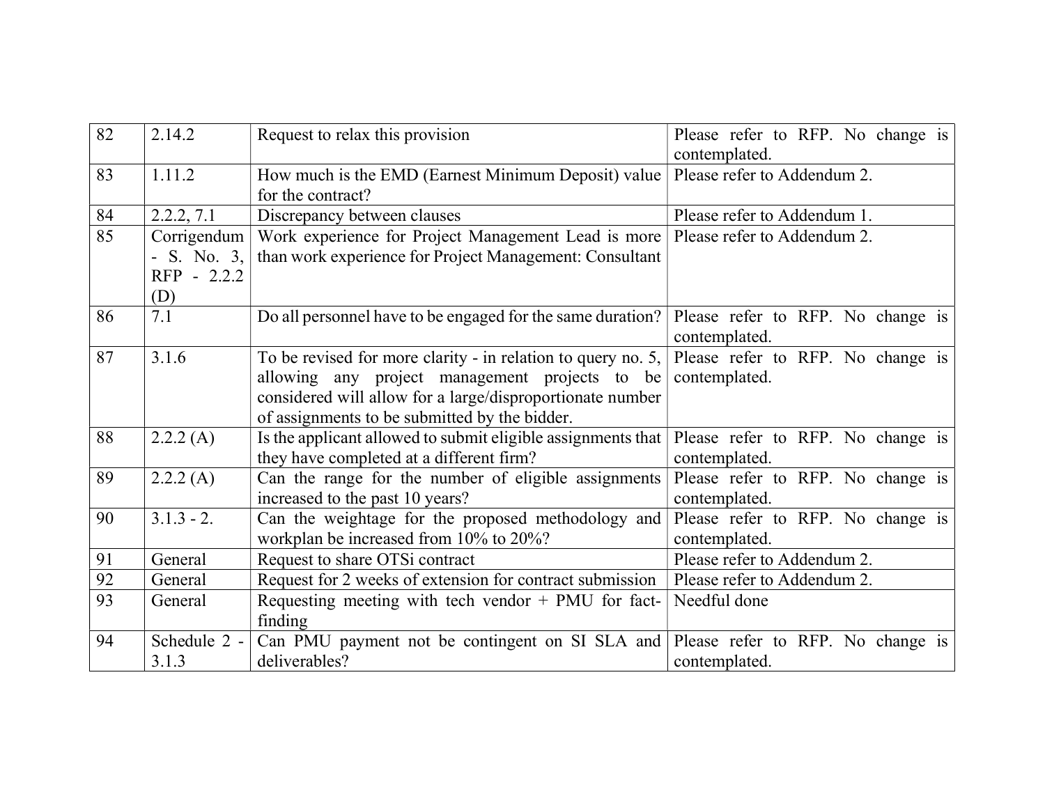| 82 | 2.14.2 | Request to relax this provision | Please refer to RFP. No change is contemplated. |
|---|---|---|---|
| 83 | 1.11.2 | How much is the EMD (Earnest Minimum Deposit) value for the contract? | Please refer to Addendum 2. |
| 84 | 2.2.2, 7.1 | Discrepancy between clauses | Please refer to Addendum 1. |
| 85 | Corrigendum - S. No. 3, RFP - 2.2.2 (D) | Work experience for Project Management Lead is more than work experience for Project Management: Consultant | Please refer to Addendum 2. |
| 86 | 7.1 | Do all personnel have to be engaged for the same duration? | Please refer to RFP. No change is contemplated. |
| 87 | 3.1.6 | To be revised for more clarity - in relation to query no. 5, allowing any project management projects to be considered will allow for a large/disproportionate number of assignments to be submitted by the bidder. | Please refer to RFP. No change is contemplated. |
| 88 | 2.2.2 (A) | Is the applicant allowed to submit eligible assignments that they have completed at a different firm? | Please refer to RFP. No change is contemplated. |
| 89 | 2.2.2 (A) | Can the range for the number of eligible assignments increased to the past 10 years? | Please refer to RFP. No change is contemplated. |
| 90 | 3.1.3 - 2. | Can the weightage for the proposed methodology and workplan be increased from 10% to 20%? | Please refer to RFP. No change is contemplated. |
| 91 | General | Request to share OTSi contract | Please refer to Addendum 2. |
| 92 | General | Request for 2 weeks of extension for contract submission | Please refer to Addendum 2. |
| 93 | General | Requesting meeting with tech vendor + PMU for fact-finding | Needful done |
| 94 | Schedule 2 - 3.1.3 | Can PMU payment not be contingent on SI SLA and deliverables? | Please refer to RFP. No change is contemplated. |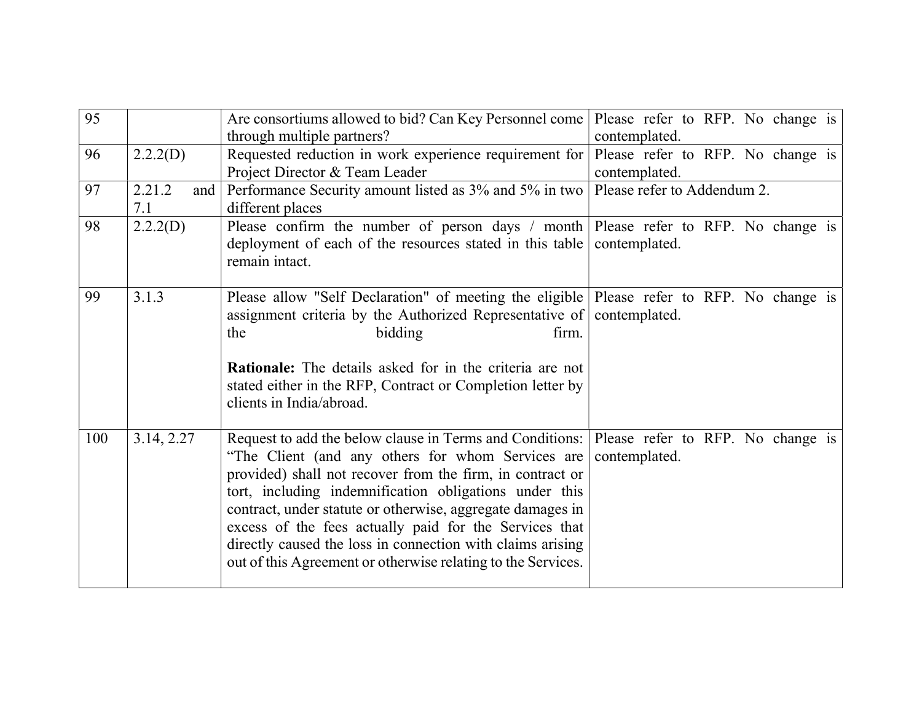| | | | |
|---|---|---|---|
| 95 | | Are consortiums allowed to bid? Can Key Personnel come through multiple partners? | Please refer to RFP. No change is contemplated. |
| 96 | 2.2.2(D) | Requested reduction in work experience requirement for Project Director & Team Leader | Please refer to RFP. No change is contemplated. |
| 97 | 2.21.2 and 7.1 | Performance Security amount listed as 3% and 5% in two different places | Please refer to Addendum 2. |
| 98 | 2.2.2(D) | Please confirm the number of person days / month deployment of each of the resources stated in this table remain intact. | Please refer to RFP. No change is contemplated. |
| 99 | 3.1.3 | Please allow "Self Declaration" of meeting the eligible assignment criteria by the Authorized Representative of the bidding firm.<br><br>**Rationale:** The details asked for in the criteria are not stated either in the RFP, Contract or Completion letter by clients in India/abroad. | Please refer to RFP. No change is contemplated. |
| 100 | 3.14, 2.27 | Request to add the below clause in Terms and Conditions: "The Client (and any others for whom Services are provided) shall not recover from the firm, in contract or tort, including indemnification obligations under this contract, under statute or otherwise, aggregate damages in excess of the fees actually paid for the Services that directly caused the loss in connection with claims arising out of this Agreement or otherwise relating to the Services. | Please refer to RFP. No change is contemplated. |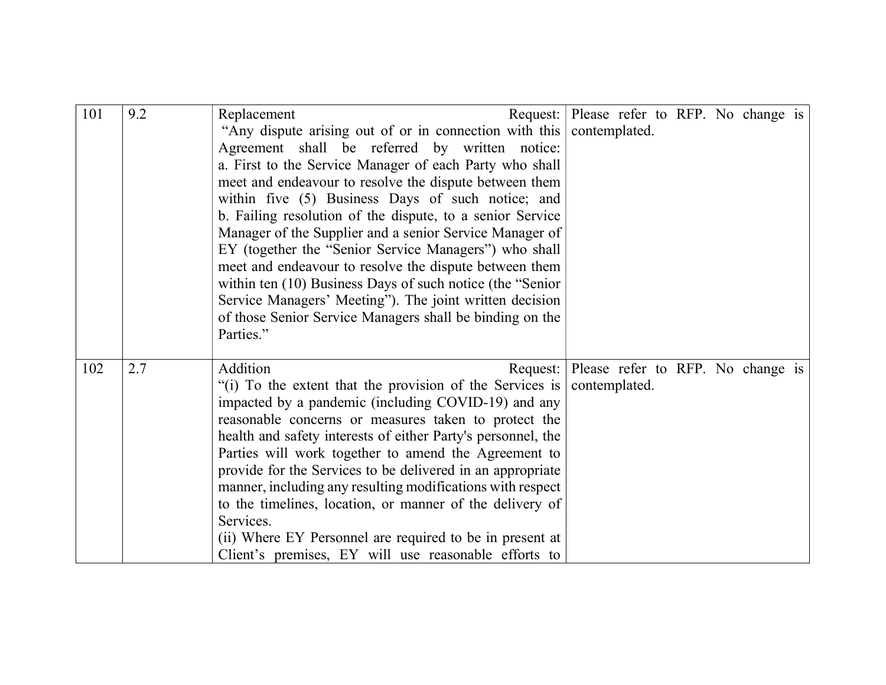| 101 | 9.2 | Replacement Request: "Any dispute arising out of or in connection with this Agreement shall be referred by written notice: a. First to the Service Manager of each Party who shall meet and endeavour to resolve the dispute between them within five (5) Business Days of such notice; and b. Failing resolution of the dispute, to a senior Service Manager of the Supplier and a senior Service Manager of EY (together the "Senior Service Managers") who shall meet and endeavour to resolve the dispute between them within ten (10) Business Days of such notice (the "Senior Service Managers' Meeting"). The joint written decision of those Senior Service Managers shall be binding on the Parties." | Please refer to RFP. No change is contemplated. |
|---|---|---|---|
| 102 | 2.7 | Addition Request: "(i) To the extent that the provision of the Services is impacted by a pandemic (including COVID-19) and any reasonable concerns or measures taken to protect the health and safety interests of either Party's personnel, the Parties will work together to amend the Agreement to provide for the Services to be delivered in an appropriate manner, including any resulting modifications with respect to the timelines, location, or manner of the delivery of Services.<br>(ii) Where EY Personnel are required to be in present at Client's premises, EY will use reasonable efforts to | Please refer to RFP. No change is contemplated. |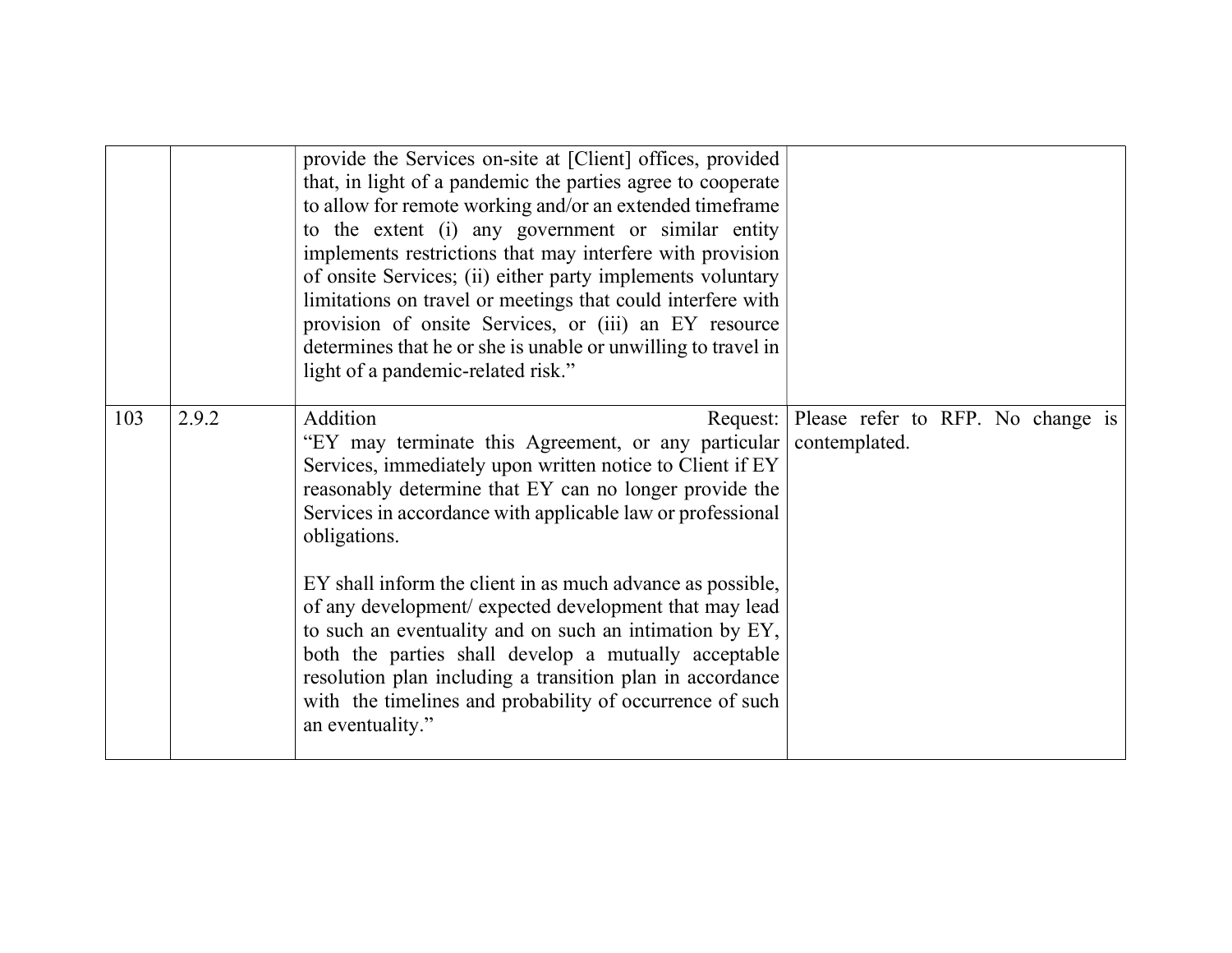|  |  |  |  |
|---|---|---|---|
|  |  | provide the Services on-site at [Client] offices, provided that, in light of a pandemic the parties agree to cooperate to allow for remote working and/or an extended timeframe to the extent (i) any government or similar entity implements restrictions that may interfere with provision of onsite Services; (ii) either party implements voluntary limitations on travel or meetings that could interfere with provision of onsite Services, or (iii) an EY resource determines that he or she is unable or unwilling to travel in light of a pandemic-related risk.” |  |
| 103 | 2.9.2 | Addition Request: “EY may terminate this Agreement, or any particular Services, immediately upon written notice to Client if EY reasonably determine that EY can no longer provide the Services in accordance with applicable law or professional obligations.<br><br>EY shall inform the client in as much advance as possible, of any development/ expected development that may lead to such an eventuality and on such an intimation by EY, both the parties shall develop a mutually acceptable resolution plan including a transition plan in accordance with the timelines and probability of occurrence of such an eventuality.” | Please refer to RFP. No change is contemplated. |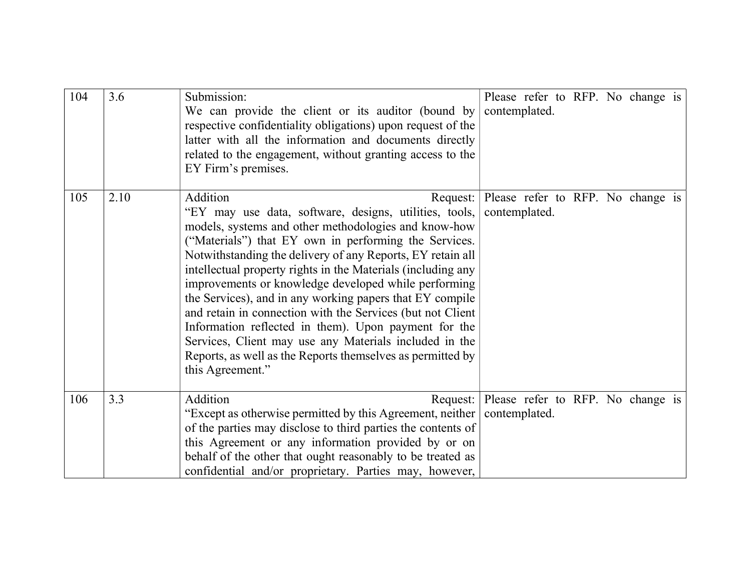| 104 | 3.6 | Submission:<br>We can provide the client or its auditor (bound by respective confidentiality obligations) upon request of the latter with all the information and documents directly related to the engagement, without granting access to the EY Firm's premises. | Please refer to RFP. No change is contemplated. |
|---|---|---|---|
| 105 | 2.10 | Addition Request:<br>"EY may use data, software, designs, utilities, tools, models, systems and other methodologies and know-how ("Materials") that EY own in performing the Services. Notwithstanding the delivery of any Reports, EY retain all intellectual property rights in the Materials (including any improvements or knowledge developed while performing the Services), and in any working papers that EY compile and retain in connection with the Services (but not Client Information reflected in them). Upon payment for the Services, Client may use any Materials included in the Reports, as well as the Reports themselves as permitted by this Agreement." | Please refer to RFP. No change is contemplated. |
| 106 | 3.3 | Addition Request:<br>"Except as otherwise permitted by this Agreement, neither of the parties may disclose to third parties the contents of this Agreement or any information provided by or on behalf of the other that ought reasonably to be treated as confidential and/or proprietary. Parties may, however, | Please refer to RFP. No change is contemplated. |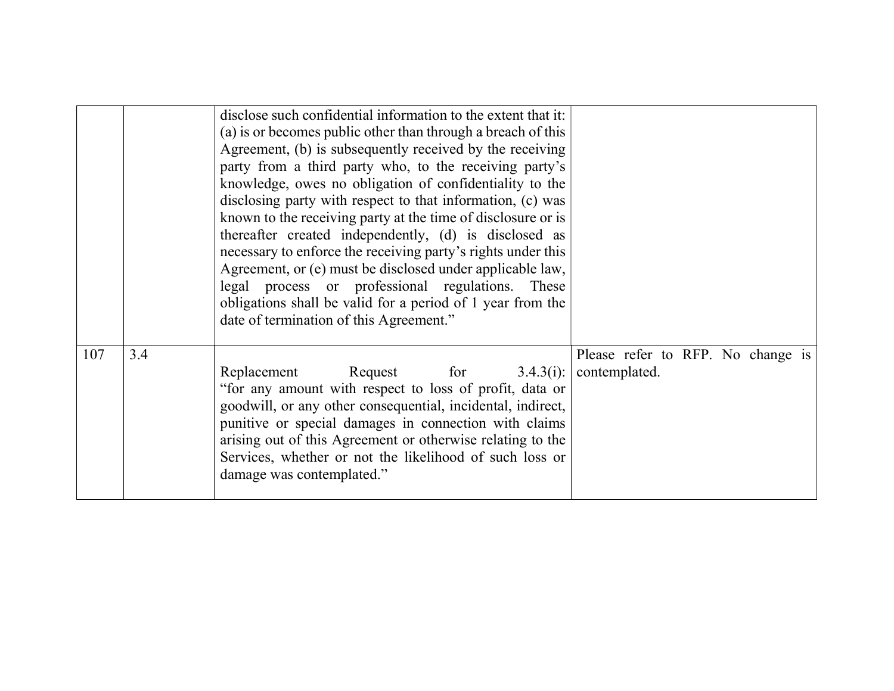| | | | |
|---|---|---|---|
| | | disclose such confidential information to the extent that it: (a) is or becomes public other than through a breach of this Agreement, (b) is subsequently received by the receiving party from a third party who, to the receiving party's knowledge, owes no obligation of confidentiality to the disclosing party with respect to that information, (c) was known to the receiving party at the time of disclosure or is thereafter created independently, (d) is disclosed as necessary to enforce the receiving party's rights under this Agreement, or (e) must be disclosed under applicable law, legal process or professional regulations. These obligations shall be valid for a period of 1 year from the date of termination of this Agreement." | |
| 107 | 3.4 | Replacement Request for 3.4.3(i): "for any amount with respect to loss of profit, data or goodwill, or any other consequential, incidental, indirect, punitive or special damages in connection with claims arising out of this Agreement or otherwise relating to the Services, whether or not the likelihood of such loss or damage was contemplated." | Please refer to RFP. No change is contemplated. |